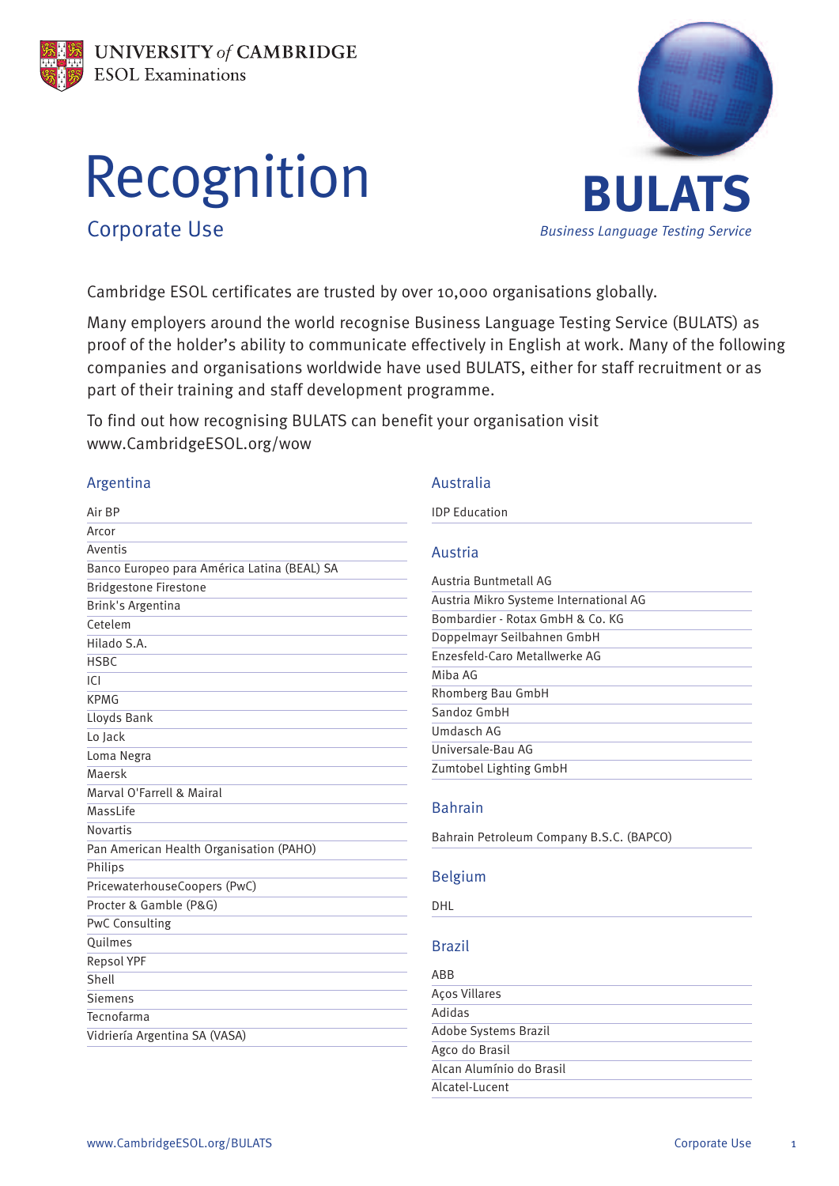UNIVERSITY *of* CAMBRIDGE
ESOL Examinations

# Recognition

## Corporate Use

**BULATS**

*Business Language Testing Service*

Cambridge ESOL certificates are trusted by over 10,000 organisations globally.

Many employers around the world recognise Business Language Testing Service (BULATS) as proof of the holder's ability to communicate effectively in English at work. Many of the following companies and organisations worldwide have used BULATS, either for staff recruitment or as part of their training and staff development programme.

To find out how recognising BULATS can benefit your organisation visit www.CambridgeESOL.org/wow

### Argentina

- Air BP
- Arcor
- Aventis
- Banco Europeo para América Latina (BEAL) SA
- Bridgestone Firestone
- Brink's Argentina
- Cetelem
- Hilado S.A.
- HSBC
- ICI
- KPMG
- Lloyds Bank
- Lo Jack
- Loma Negra
- Maersk
- Marval O'Farrell & Mairal
- MassLife
- Novartis
- Pan American Health Organisation (PAHO)
- Philips
- PricewaterhouseCoopers (PwC)
- Procter & Gamble (P&G)
- PwC Consulting
- Quilmes
- Repsol YPF
- Shell
- Siemens
- Tecnofarma
- Vidriería Argentina SA (VASA)

### Australia

- IDP Education

### Austria

- Austria Buntmetall AG
- Austria Mikro Systeme International AG
- Bombardier - Rotax GmbH & Co. KG
- Doppelmayr Seilbahnen GmbH
- Enzesfeld-Caro Metallwerke AG
- Miba AG
- Rhomberg Bau GmbH
- Sandoz GmbH
- Umdasch AG
- Universale-Bau AG
- Zumtobel Lighting GmbH

### Bahrain

- Bahrain Petroleum Company B.S.C. (BAPCO)

### Belgium

- DHL

### Brazil

- ABB
- Aços Villares
- Adidas
- Adobe Systems Brazil
- Agco do Brasil
- Alcan Alumínio do Brasil
- Alcatel-Lucent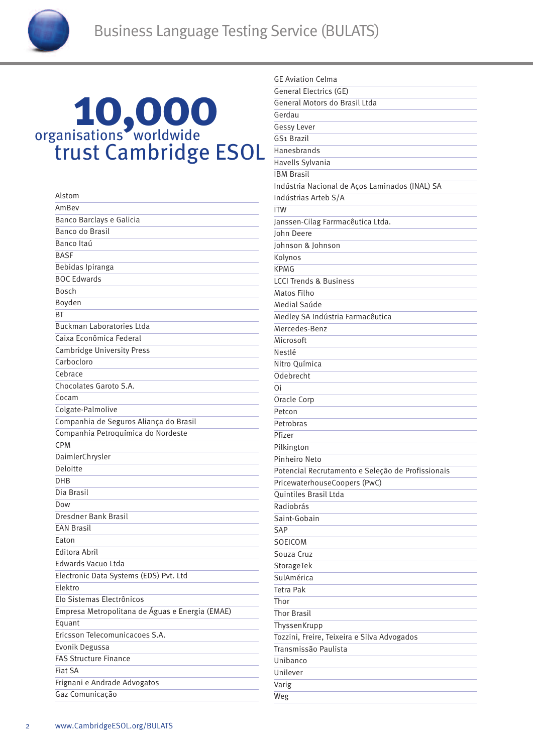# 10,000 organisations worldwide trust Cambridge ESOL

- Alstom
- AmBev
- Banco Barclays e Galicia
- Banco do Brasil
- Banco Itaú
- BASF
- Bebidas Ipiranga
- BOC Edwards
- Bosch
- Boyden
- BT
- Buckman Laboratories Ltda
- Caixa Econômica Federal
- Cambridge University Press
- Carbocloro
- Cebrace
- Chocolates Garoto S.A.
- Cocam
- Colgate-Palmolive
- Companhia de Seguros Aliança do Brasil
- Companhia Petroquímica do Nordeste
- CPM
- DaimlerChrysler
- Deloitte
- DHB
- Dia Brasil
- Dow
- Dresdner Bank Brasil
- EAN Brasil
- Eaton
- Editora Abril
- Edwards Vacuo Ltda
- Electronic Data Systems (EDS) Pvt. Ltd
- Elektro
- Elo Sistemas Electrônicos
- Empresa Metropolitana de Águas e Energia (EMAE)
- Equant
- Ericsson Telecomunicacoes S.A.
- Evonik Degussa
- FAS Structure Finance
- Fiat SA
- Frignani e Andrade Advogatos
- Gaz Comunicação
- GE Aviation Celma
- General Electrics (GE)
- General Motors do Brasil Ltda
- Gerdau
- Gessy Lever
- GS1 Brazil
- Hanesbrands
- Havells Sylvania
- IBM Brasil
- Indústria Nacional de Aços Laminados (INAL) SA
- Indústrias Arteb S/A
- ITW
- Janssen-Cilag Farrmacêutica Ltda.
- John Deere
- Johnson & Johnson
- Kolynos
- KPMG
- LCCI Trends & Business
- Matos Filho
- Medial Saúde
- Medley SA Indústria Farmacêutica
- Mercedes-Benz
- Microsoft
- Nestlé
- Nitro Química
- Odebrecht
- Oi
- Oracle Corp
- Petcon
- Petrobras
- Pfizer
- Pilkington
- Pinheiro Neto
- Potencial Recrutamento e Seleção de Profissionais
- PricewaterhouseCoopers (PwC)
- Quintiles Brasil Ltda
- Radiobrás
- Saint-Gobain
- SAP
- SOEICOM
- Souza Cruz
- StorageTek
- SulAmérica
- Tetra Pak
- Thor
- Thor Brasil
- ThyssenKrupp
- Tozzini, Freire, Teixeira e Silva Advogados
- Transmissão Paulista
- Unibanco
- Unilever
- Varig
- Weg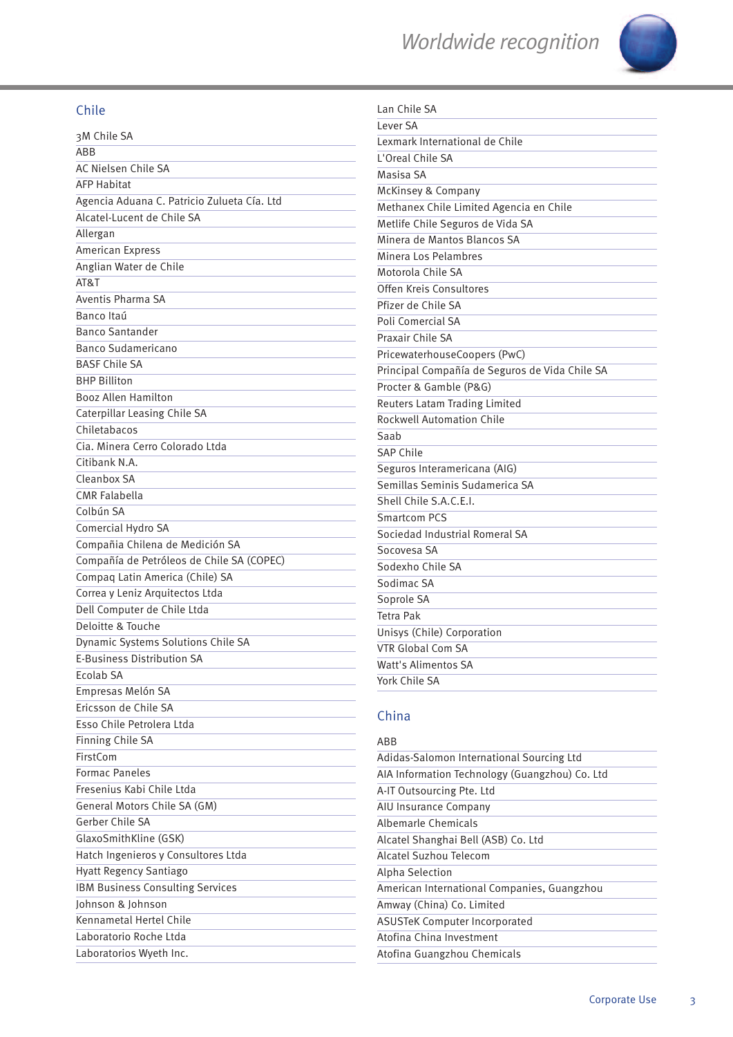## Chile

3M Chile SA
ABB
AC Nielsen Chile SA
AFP Habitat
Agencia Aduana C. Patricio Zulueta Cía. Ltd
Alcatel-Lucent de Chile SA
Allergan
American Express
Anglian Water de Chile
AT&T
Aventis Pharma SA
Banco Itaú
Banco Santander
Banco Sudamericano
BASF Chile SA
BHP Billiton
Booz Allen Hamilton
Caterpillar Leasing Chile SA
Chiletabacos
Cia. Minera Cerro Colorado Ltda
Citibank N.A.
Cleanbox SA
CMR Falabella
Colbún SA
Comercial Hydro SA
Compañia Chilena de Medición SA
Compañía de Petróleos de Chile SA (COPEC)
Compaq Latin America (Chile) SA
Correa y Leniz Arquitectos Ltda
Dell Computer de Chile Ltda
Deloitte & Touche
Dynamic Systems Solutions Chile SA
E-Business Distribution SA
Ecolab SA
Empresas Melón SA
Ericsson de Chile SA
Esso Chile Petrolera Ltda
Finning Chile SA
FirstCom
Formac Paneles
Fresenius Kabi Chile Ltda
General Motors Chile SA (GM)
Gerber Chile SA
GlaxoSmithKline (GSK)
Hatch Ingenieros y Consultores Ltda
Hyatt Regency Santiago
IBM Business Consulting Services
Johnson & Johnson
Kennametal Hertel Chile
Laboratorio Roche Ltda
Laboratorios Wyeth Inc.
Lan Chile SA
Lever SA
Lexmark International de Chile
L'Oreal Chile SA
Masisa SA
McKinsey & Company
Methanex Chile Limited Agencia en Chile
Metlife Chile Seguros de Vida SA
Minera de Mantos Blancos SA
Minera Los Pelambres
Motorola Chile SA
Offen Kreis Consultores
Pfizer de Chile SA
Poli Comercial SA
Praxair Chile SA
PricewaterhouseCoopers (PwC)
Principal Compañía de Seguros de Vida Chile SA
Procter & Gamble (P&G)
Reuters Latam Trading Limited
Rockwell Automation Chile
Saab
SAP Chile
Seguros Interamericana (AIG)
Semillas Seminis Sudamerica SA
Shell Chile S.A.C.E.I.
Smartcom PCS
Sociedad Industrial Romeral SA
Socovesa SA
Sodexho Chile SA
Sodimac SA
Soprole SA
Tetra Pak
Unisys (Chile) Corporation
VTR Global Com SA
Watt's Alimentos SA
York Chile SA

## China

ABB
Adidas-Salomon International Sourcing Ltd
AIA Information Technology (Guangzhou) Co. Ltd
A-IT Outsourcing Pte. Ltd
AIU Insurance Company
Albemarle Chemicals
Alcatel Shanghai Bell (ASB) Co. Ltd
Alcatel Suzhou Telecom
Alpha Selection
American International Companies, Guangzhou
Amway (China) Co. Limited
ASUSTeK Computer Incorporated
Atofina China Investment
Atofina Guangzhou Chemicals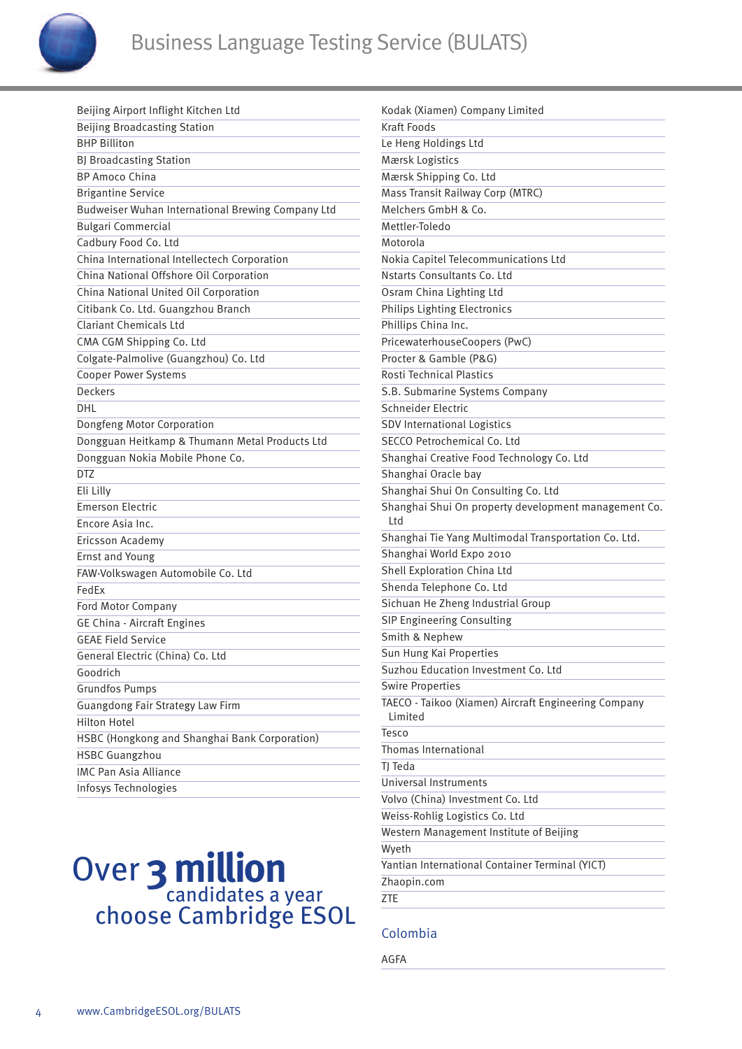Beijing Airport Inflight Kitchen Ltd
Beijing Broadcasting Station
BHP Billiton
BJ Broadcasting Station
BP Amoco China
Brigantine Service
Budweiser Wuhan International Brewing Company Ltd
Bulgari Commercial
Cadbury Food Co. Ltd
China International Intellectech Corporation
China National Offshore Oil Corporation
China National United Oil Corporation
Citibank Co. Ltd. Guangzhou Branch
Clariant Chemicals Ltd
CMA CGM Shipping Co. Ltd
Colgate-Palmolive (Guangzhou) Co. Ltd
Cooper Power Systems
Deckers
DHL
Dongfeng Motor Corporation
Dongguan Heitkamp & Thumann Metal Products Ltd
Dongguan Nokia Mobile Phone Co.
DTZ
Eli Lilly
Emerson Electric
Encore Asia Inc.
Ericsson Academy
Ernst and Young
FAW-Volkswagen Automobile Co. Ltd
FedEx
Ford Motor Company
GE China - Aircraft Engines
GEAE Field Service
General Electric (China) Co. Ltd
Goodrich
Grundfos Pumps
Guangdong Fair Strategy Law Firm
Hilton Hotel
HSBC (Hongkong and Shanghai Bank Corporation)
HSBC Guangzhou
IMC Pan Asia Alliance
Infosys Technologies

**Over 3 million candidates a year choose Cambridge ESOL**

Kodak (Xiamen) Company Limited
Kraft Foods
Le Heng Holdings Ltd
Mærsk Logistics
Mærsk Shipping Co. Ltd
Mass Transit Railway Corp (MTRC)
Melchers GmbH & Co.
Mettler-Toledo
Motorola
Nokia Capitel Telecommunications Ltd
Nstarts Consultants Co. Ltd
Osram China Lighting Ltd
Philips Lighting Electronics
Phillips China Inc.
PricewaterhouseCoopers (PwC)
Procter & Gamble (P&G)
Rosti Technical Plastics
S.B. Submarine Systems Company
Schneider Electric
SDV International Logistics
SECCO Petrochemical Co. Ltd
Shanghai Creative Food Technology Co. Ltd
Shanghai Oracle bay
Shanghai Shui On Consulting Co. Ltd
Shanghai Shui On property development management Co. Ltd
Shanghai Tie Yang Multimodal Transportation Co. Ltd.
Shanghai World Expo 2010
Shell Exploration China Ltd
Shenda Telephone Co. Ltd
Sichuan He Zheng Industrial Group
SIP Engineering Consulting
Smith & Nephew
Sun Hung Kai Properties
Suzhou Education Investment Co. Ltd
Swire Properties
TAECO - Taikoo (Xiamen) Aircraft Engineering Company Limited
Tesco
Thomas International
TJ Teda
Universal Instruments
Volvo (China) Investment Co. Ltd
Weiss-Rohlig Logistics Co. Ltd
Western Management Institute of Beijing
Wyeth
Yantian International Container Terminal (YICT)
Zhaopin.com
ZTE

## Colombia

AGFA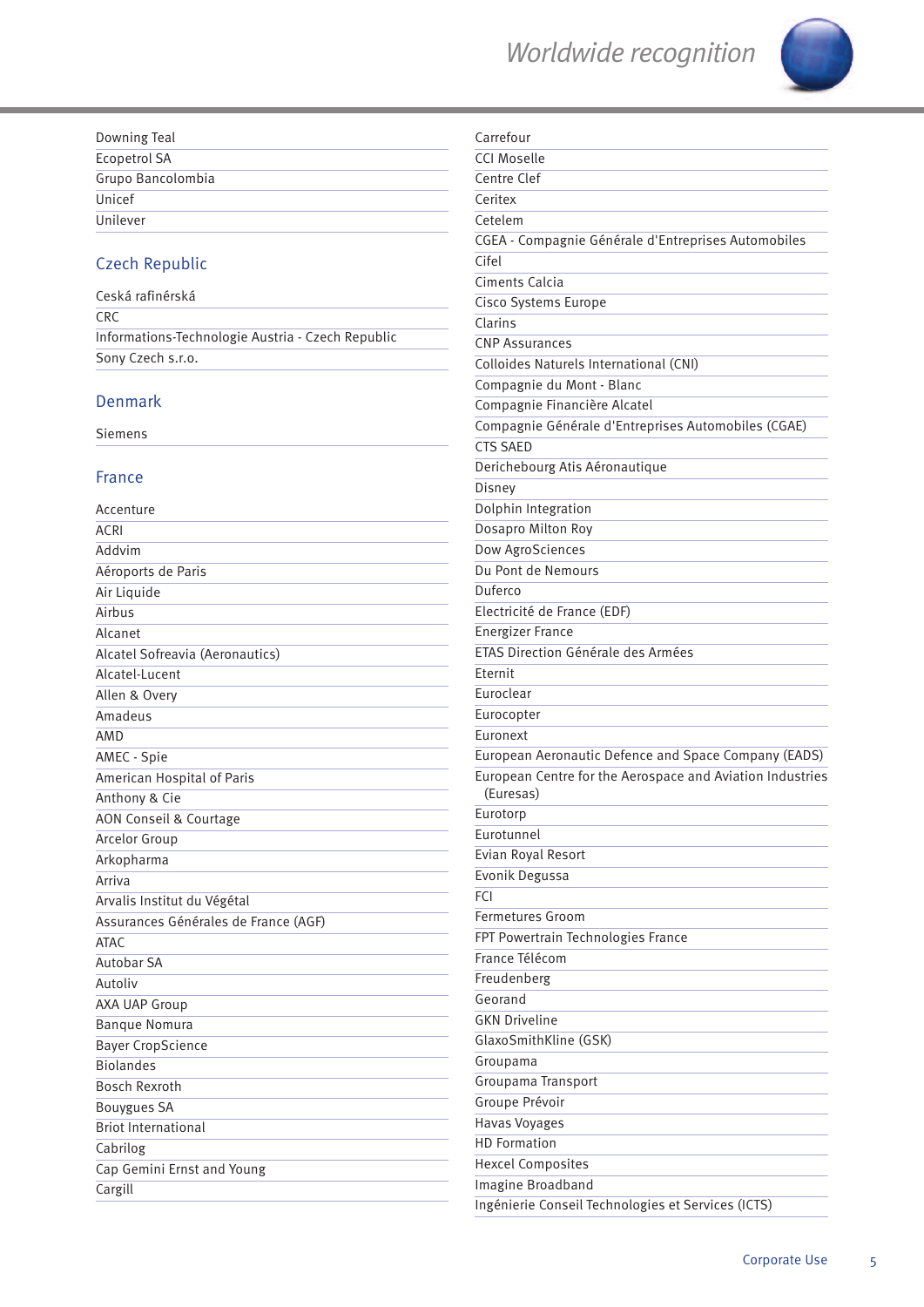Downing Teal
Ecopetrol SA
Grupo Bancolombia
Unicef
Unilever

## Czech Republic

Ceská rafinérská
CRC
Informations-Technologie Austria - Czech Republic
Sony Czech s.r.o.

## Denmark

Siemens

## France

Accenture
ACRI
Addvim
Aéroports de Paris
Air Liquide
Airbus
Alcanet
Alcatel Sofreavia (Aeronautics)
Alcatel-Lucent
Allen & Overy
Amadeus
AMD
AMEC - Spie
American Hospital of Paris
Anthony & Cie
AON Conseil & Courtage
Arcelor Group
Arkopharma
Arriva
Arvalis Institut du Végétal
Assurances Générales de France (AGF)
ATAC
Autobar SA
Autoliv
AXA UAP Group
Banque Nomura
Bayer CropScience
Biolandes
Bosch Rexroth
Bouygues SA
Briot International
Cabrilog
Cap Gemini Ernst and Young
Cargill
Carrefour
CCI Moselle
Centre Clef
Ceritex
Cetelem
CGEA - Compagnie Générale d'Entreprises Automobiles
Cifel
Ciments Calcia
Cisco Systems Europe
Clarins
CNP Assurances
Colloides Naturels International (CNI)
Compagnie du Mont - Blanc
Compagnie Financière Alcatel
Compagnie Générale d'Entreprises Automobiles (CGAE)
CTS SAED
Dericheboug Atis Aéronautique
Disney
Dolphin Integration
Dosapro Milton Roy
Dow AgroSciences
Du Pont de Nemours
Duferco
Electricité de France (EDF)
Energizer France
ETAS Direction Générale des Armées
Eternit
Euroclear
Eurocopter
Euronext
European Aeronautic Defence and Space Company (EADS)
European Centre for the Aerospace and Aviation Industries (Euresas)
Eurotorp
Eurotunnel
Evian Royal Resort
Evonik Degussa
FCI
Fermetures Groom
FPT Powertrain Technologies France
France Télécom
Freudenberg
Georand
GKN Driveline
GlaxoSmithKline (GSK)
Groupama
Groupama Transport
Groupe Prévoir
Havas Voyages
HD Formation
Hexcel Composites
Imagine Broadband
Ingénierie Conseil Technologies et Services (ICTS)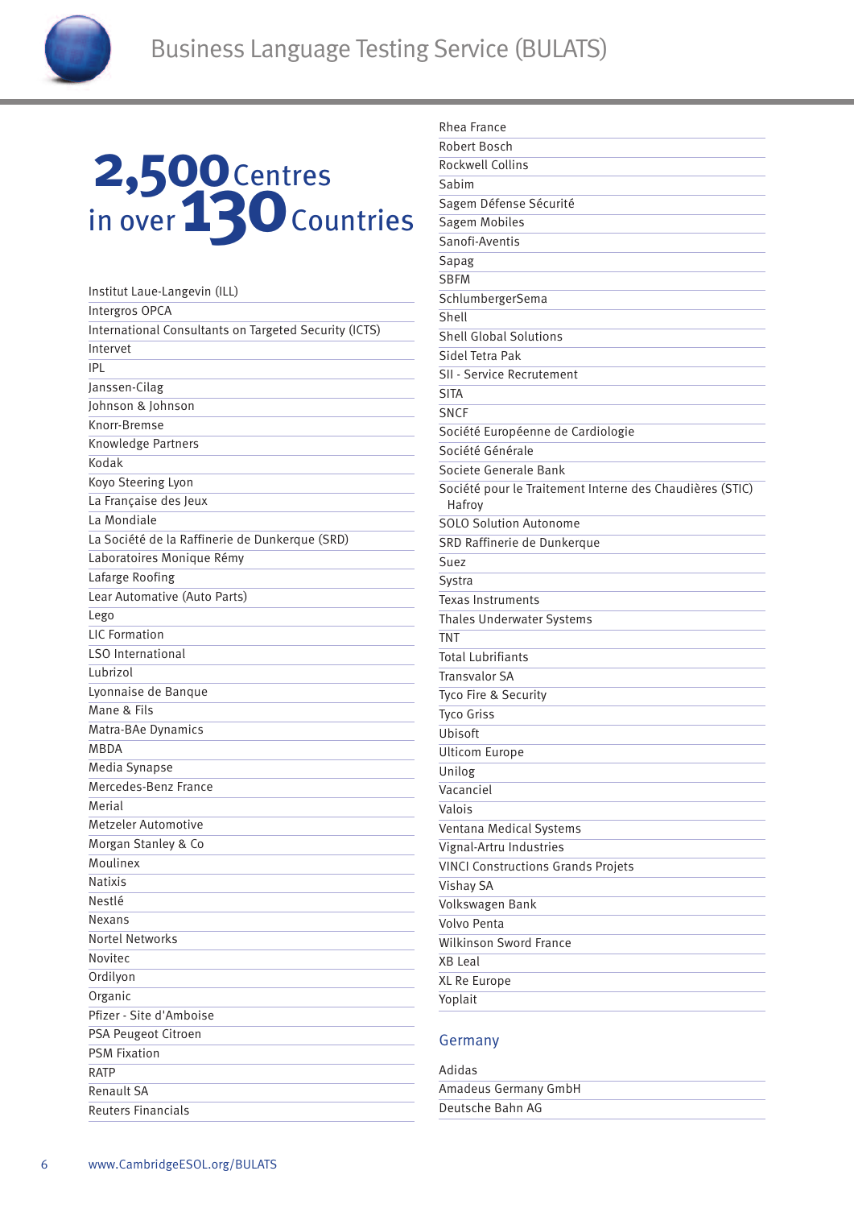# 2,500 Centres in over 130 Countries

Institut Laue-Langevin (ILL)
Intergros OPCA
International Consultants on Targeted Security (ICTS)
Intervet
IPL
Janssen-Cilag
Johnson & Johnson
Knorr-Bremse
Knowledge Partners
Kodak
Koyo Steering Lyon
La Française des Jeux
La Mondiale
La Société de la Raffinerie de Dunkerque (SRD)
Laboratoires Monique Rémy
Lafarge Roofing
Lear Automative (Auto Parts)
Lego
LIC Formation
LSO International
Lubrizol
Lyonnaise de Banque
Mane & Fils
Matra-BAe Dynamics
MBDA
Media Synapse
Mercedes-Benz France
Merial
Metzeler Automotive
Morgan Stanley & Co
Moulinex
Natixis
Nestlé
Nexans
Nortel Networks
Novitec
Ordilyon
Organic
Pfizer - Site d'Amboise
PSA Peugeot Citroen
PSM Fixation
RATP
Renault SA
Reuters Financials
Rhea France
Robert Bosch
Rockwell Collins
Sabim
Sagem Défense Sécurité
Sagem Mobiles
Sanofi-Aventis
Sapag
SBFM
SchlumbergerSema
Shell
Shell Global Solutions
Sidel Tetra Pak
SII - Service Recrutement
SITA
SNCF
Société Européenne de Cardiologie
Société Générale
Societe Generale Bank
Société pour le Traitement Interne des Chaudières (STIC) Hafroy
SOLO Solution Autonome
SRD Raffinerie de Dunkerque
Suez
Systra
Texas Instruments
Thales Underwater Systems
TNT
Total Lubrifiants
Transvalor SA
Tyco Fire & Security
Tyco Griss
Ubisoft
Ulticom Europe
Unilog
Vacanciel
Valois
Ventana Medical Systems
Vignal-Artru Industries
VINCI Constructions Grands Projets
Vishay SA
Volkswagen Bank
Volvo Penta
Wilkinson Sword France
XB Leal
XL Re Europe
Yoplait

## Germany

Adidas
Amadeus Germany GmbH
Deutsche Bahn AG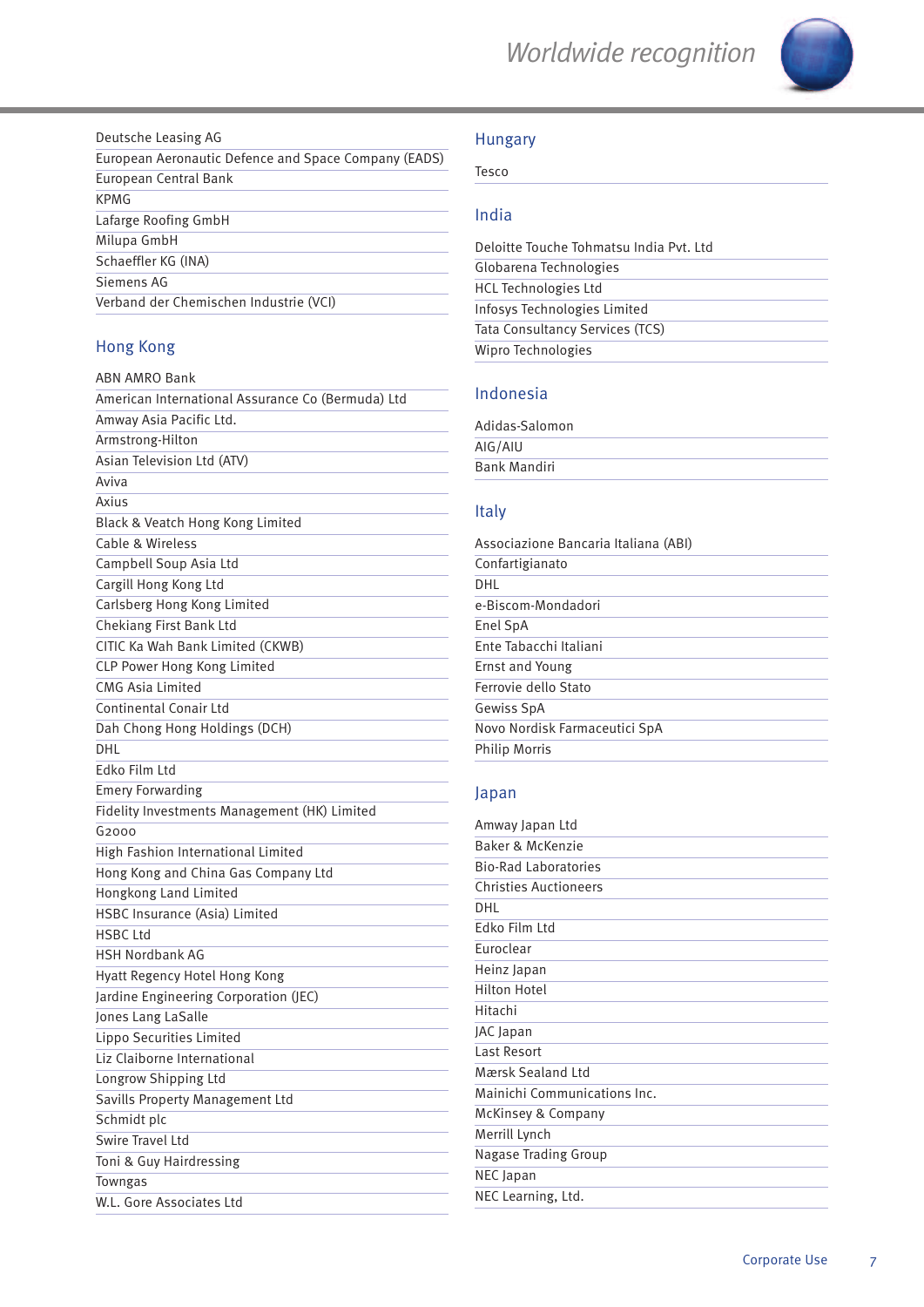Deutsche Leasing AG
European Aeronautic Defence and Space Company (EADS)
European Central Bank
KPMG
Lafarge Roofing GmbH
Milupa GmbH
Schaeffler KG (INA)
Siemens AG
Verband der Chemischen Industrie (VCI)

## Hong Kong

ABN AMRO Bank
American International Assurance Co (Bermuda) Ltd
Amway Asia Pacific Ltd.
Armstrong-Hilton
Asian Television Ltd (ATV)
Aviva
Axius
Black & Veatch Hong Kong Limited
Cable & Wireless
Campbell Soup Asia Ltd
Cargill Hong Kong Ltd
Carlsberg Hong Kong Limited
Chekiang First Bank Ltd
CITIC Ka Wah Bank Limited (CKWB)
CLP Power Hong Kong Limited
CMG Asia Limited
Continental Conair Ltd
Dah Chong Hong Holdings (DCH)
DHL
Edko Film Ltd
Emery Forwarding
Fidelity Investments Management (HK) Limited
G2000
High Fashion International Limited
Hong Kong and China Gas Company Ltd
Hongkong Land Limited
HSBC Insurance (Asia) Limited
HSBC Ltd
HSH Nordbank AG
Hyatt Regency Hotel Hong Kong
Jardine Engineering Corporation (JEC)
Jones Lang LaSalle
Lippo Securities Limited
Liz Claiborne International
Longrow Shipping Ltd
Savills Property Management Ltd
Schmidt plc
Swire Travel Ltd
Toni & Guy Hairdressing
Towngas
W.L. Gore Associates Ltd

## Hungary

Tesco

## India

Deloitte Touche Tohmatsu India Pvt. Ltd
Globarena Technologies
HCL Technologies Ltd
Infosys Technologies Limited
Tata Consultancy Services (TCS)
Wipro Technologies

## Indonesia

Adidas-Salomon
AIG/AIU
Bank Mandiri

## Italy

Associazione Bancaria Italiana (ABI)
Confartigianato
DHL
e-Biscom-Mondadori
Enel SpA
Ente Tabacchi Italiani
Ernst and Young
Ferrovie dello Stato
Gewiss SpA
Novo Nordisk Farmaceutici SpA
Philip Morris

## Japan

Amway Japan Ltd
Baker & McKenzie
Bio-Rad Laboratories
Christies Auctioneers
DHL
Edko Film Ltd
Euroclear
Heinz Japan
Hilton Hotel
Hitachi
JAC Japan
Last Resort
Mærsk Sealand Ltd
Mainichi Communications Inc.
McKinsey & Company
Merrill Lynch
Nagase Trading Group
NEC Japan
NEC Learning, Ltd.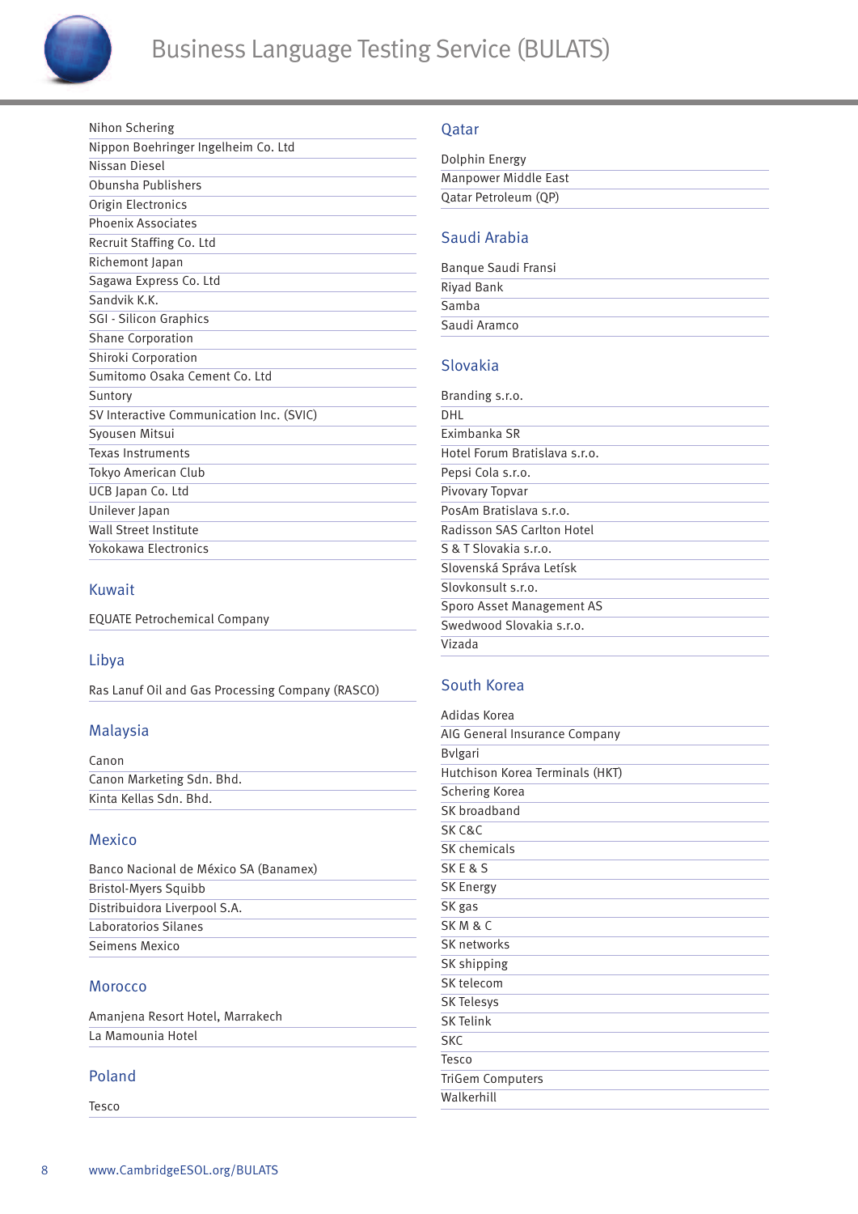Nihon Schering
Nippon Boehringer Ingelheim Co. Ltd
Nissan Diesel
Obunsha Publishers
Origin Electronics
Phoenix Associates
Recruit Staffing Co. Ltd
Richemont Japan
Sagawa Express Co. Ltd
Sandvik K.K.
SGI - Silicon Graphics
Shane Corporation
Shiroki Corporation
Sumitomo Osaka Cement Co. Ltd
Suntory
SV Interactive Communication Inc. (SVIC)
Syousen Mitsui
Texas Instruments
Tokyo American Club
UCB Japan Co. Ltd
Unilever Japan
Wall Street Institute
Yokokawa Electronics

## Kuwait

EQUATE Petrochemical Company

## Libya

Ras Lanuf Oil and Gas Processing Company (RASCO)

## Malaysia

Canon
Canon Marketing Sdn. Bhd.
Kinta Kellas Sdn. Bhd.

## Mexico

Banco Nacional de México SA (Banamex)
Bristol-Myers Squibb
Distribuidora Liverpool S.A.
Laboratorios Silanes
Seimens Mexico

## Morocco

Amanjena Resort Hotel, Marrakech
La Mamounia Hotel

## Poland

Tesco

## Qatar

Dolphin Energy
Manpower Middle East
Qatar Petroleum (QP)

## Saudi Arabia

Banque Saudi Fransi
Riyad Bank
Samba
Saudi Aramco

## Slovakia

Branding s.r.o.
DHL
Eximbanka SR
Hotel Forum Bratislava s.r.o.
Pepsi Cola s.r.o.
Pivovary Topvar
PosAm Bratislava s.r.o.
Radisson SAS Carlton Hotel
S & T Slovakia s.r.o.
Slovenská Správa Letísk
Slovkonsult s.r.o.
Sporo Asset Management AS
Swedwood Slovakia s.r.o.
Vizada

## South Korea

Adidas Korea
AIG General Insurance Company
Bvlgari
Hutchison Korea Terminals (HKT)
Schering Korea
SK broadband
SK C&C
SK chemicals
SK E & S
SK Energy
SK gas
SK M & C
SK networks
SK shipping
SK telecom
SK Telesys
SK Telink
SKC
Tesco
TriGem Computers
Walkerhill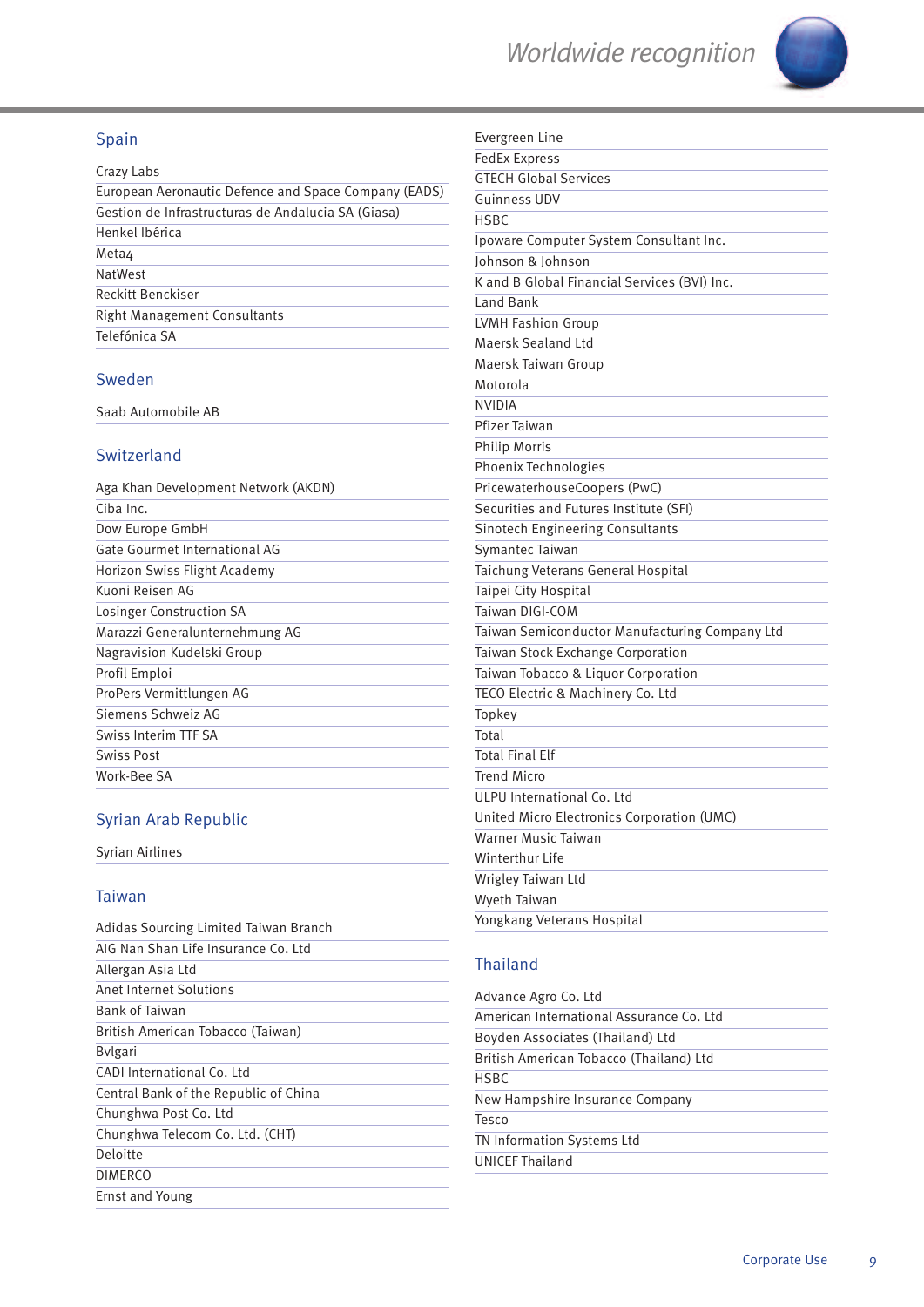## Spain

- Crazy Labs
- European Aeronautic Defence and Space Company (EADS)
- Gestion de Infrastructuras de Andalucia SA (Giasa)
- Henkel Ibérica
- Meta4
- NatWest
- Reckitt Benckiser
- Right Management Consultants
- Telefónica SA

## Sweden

- Saab Automobile AB

## Switzerland

- Aga Khan Development Network (AKDN)
- Ciba Inc.
- Dow Europe GmbH
- Gate Gourmet International AG
- Horizon Swiss Flight Academy
- Kuoni Reisen AG
- Losinger Construction SA
- Marazzi Generalunternehmung AG
- Nagravision Kudelski Group
- Profil Emploi
- ProPers Vermittlungen AG
- Siemens Schweiz AG
- Swiss Interim TTF SA
- Swiss Post
- Work-Bee SA

## Syrian Arab Republic

- Syrian Airlines

## Taiwan

- Adidas Sourcing Limited Taiwan Branch
- AIG Nan Shan Life Insurance Co. Ltd
- Allergan Asia Ltd
- Anet Internet Solutions
- Bank of Taiwan
- British American Tobacco (Taiwan)
- Bvlgari
- CADI International Co. Ltd
- Central Bank of the Republic of China
- Chunghwa Post Co. Ltd
- Chunghwa Telecom Co. Ltd. (CHT)
- Deloitte
- DIMERCO
- Ernst and Young
- Evergreen Line
- FedEx Express
- GTECH Global Services
- Guinness UDV
- HSBC
- Ipoware Computer System Consultant Inc.
- Johnson & Johnson
- K and B Global Financial Services (BVI) Inc.
- Land Bank
- LVMH Fashion Group
- Maersk Sealand Ltd
- Maersk Taiwan Group
- Motorola
- NVIDIA
- Pfizer Taiwan
- Philip Morris
- Phoenix Technologies
- PricewaterhouseCoopers (PwC)
- Securities and Futures Institute (SFI)
- Sinotech Engineering Consultants
- Symantec Taiwan
- Taichung Veterans General Hospital
- Taipei City Hospital
- Taiwan DIGI-COM
- Taiwan Semiconductor Manufacturing Company Ltd
- Taiwan Stock Exchange Corporation
- Taiwan Tobacco & Liquor Corporation
- TECO Electric & Machinery Co. Ltd
- Topkey
- Total
- Total Final Elf
- Trend Micro
- ULPU International Co. Ltd
- United Micro Electronics Corporation (UMC)
- Warner Music Taiwan
- Winterthur Life
- Wrigley Taiwan Ltd
- Wyeth Taiwan
- Yongkang Veterans Hospital

## Thailand

- Advance Agro Co. Ltd
- American International Assurance Co. Ltd
- Boyden Associates (Thailand) Ltd
- British American Tobacco (Thailand) Ltd
- HSBC
- New Hampshire Insurance Company
- Tesco
- TN Information Systems Ltd
- UNICEF Thailand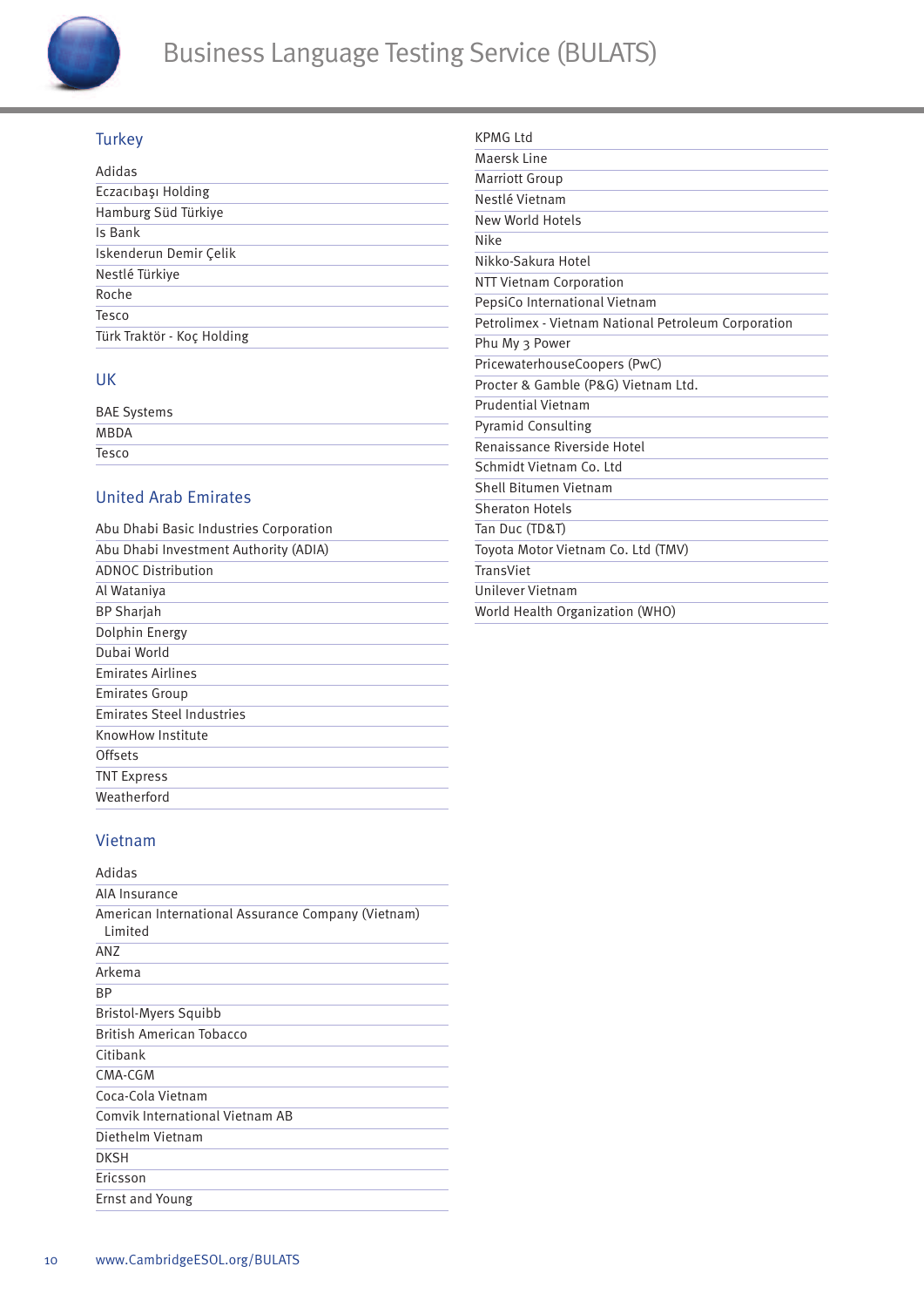## Turkey

- Adidas
- Eczacıbaşı Holding
- Hamburg Süd Türkiye
- Is Bank
- Iskenderun Demir Çelik
- Nestlé Türkiye
- Roche
- Tesco
- Türk Traktör - Koç Holding

## UK

- BAE Systems
- MBDA
- Tesco

## United Arab Emirates

- Abu Dhabi Basic Industries Corporation
- Abu Dhabi Investment Authority (ADIA)
- ADNOC Distribution
- Al Wataniya
- BP Sharjah
- Dolphin Energy
- Dubai World
- Emirates Airlines
- Emirates Group
- Emirates Steel Industries
- KnowHow Institute
- Offsets
- TNT Express
- Weatherford

## Vietnam

- Adidas
- AIA Insurance
- American International Assurance Company (Vietnam) Limited
- ANZ
- Arkema
- BP
- Bristol-Myers Squibb
- British American Tobacco
- Citibank
- CMA-CGM
- Coca-Cola Vietnam
- Comvik International Vietnam AB
- Diethelm Vietnam
- DKSH
- Ericsson
- Ernst and Young
- KPMG Ltd
- Maersk Line
- Marriott Group
- Nestlé Vietnam
- New World Hotels
- Nike
- Nikko-Sakura Hotel
- NTT Vietnam Corporation
- PepsiCo International Vietnam
- Petrolimex - Vietnam National Petroleum Corporation
- Phu My 3 Power
- PricewaterhouseCoopers (PwC)
- Procter & Gamble (P&G) Vietnam Ltd.
- Prudential Vietnam
- Pyramid Consulting
- Renaissance Riverside Hotel
- Schmidt Vietnam Co. Ltd
- Shell Bitumen Vietnam
- Sheraton Hotels
- Tan Duc (TD&T)
- Toyota Motor Vietnam Co. Ltd (TMV)
- TransViet
- Unilever Vietnam
- World Health Organization (WHO)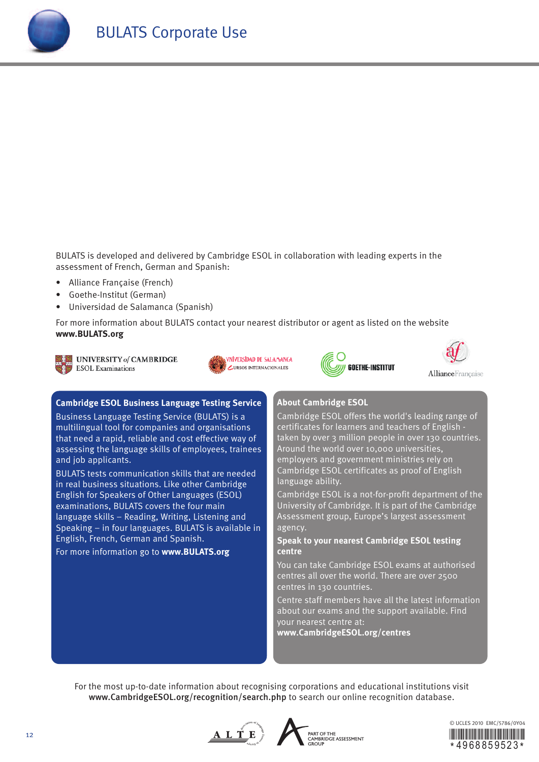# BULATS Corporate Use

BULATS is developed and delivered by Cambridge ESOL in collaboration with leading experts in the assessment of French, German and Spanish:

- Alliance Française (French)
- Goethe-Institut (German)
- Universidad de Salamanca (Spanish)

For more information about BULATS contact your nearest distributor or agent as listed on the website **www.BULATS.org**

UNIVERSITY of CAMBRIDGE ESOL Examinations

VNIVERSIDAD DE SALAMANCA CURSOS INTERNACIONALES

GOETHE-INSTITUT

Alliance Française

## Cambridge ESOL Business Language Testing Service

Business Language Testing Service (BULATS) is a multilingual tool for companies and organisations that need a rapid, reliable and cost effective way of assessing the language skills of employees, trainees and job applicants.

BULATS tests communication skills that are needed in real business situations. Like other Cambridge English for Speakers of Other Languages (ESOL) examinations, BULATS covers the four main language skills – Reading, Writing, Listening and Speaking – in four languages. BULATS is available in English, French, German and Spanish.

For more information go to **www.BULATS.org**

## About Cambridge ESOL

Cambridge ESOL offers the world's leading range of certificates for learners and teachers of English - taken by over 3 million people in over 130 countries. Around the world over 10,000 universities, employers and government ministries rely on Cambridge ESOL certificates as proof of English language ability.

Cambridge ESOL is a not-for-profit department of the University of Cambridge. It is part of the Cambridge Assessment group, Europe's largest assessment agency.

### Speak to your nearest Cambridge ESOL testing centre

You can take Cambridge ESOL exams at authorised centres all over the world. There are over 2500 centres in 130 countries.

Centre staff members have all the latest information about our exams and the support available. Find your nearest centre at:
**www.CambridgeESOL.org/centres**

For the most up-to-date information about recognising corporations and educational institutions visit **www.CambridgeESOL.org/recognition/search.php** to search our online recognition database.

ALTE

PART OF THE CAMBRIDGE ASSESSMENT GROUP

© UCLES 2010 EMC/5786/0Y04

*4968859523*